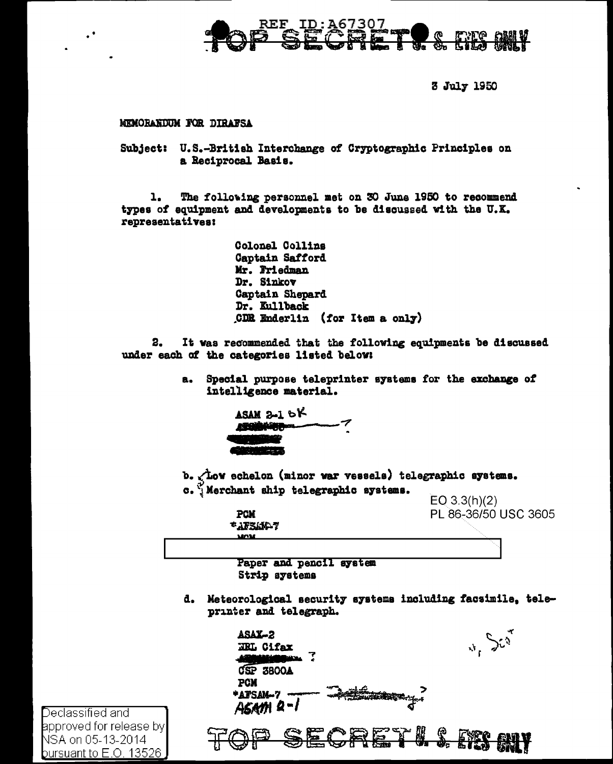REF ID:A67307

TOP SECRET U.S. EYES ONLY

3 July 1950

MEMORANDUM FOR DIRAFSA

Subject: U.S.-British Interchange of Cryptographic Principles on a Reciprocal Basis.

1. The following personnel met on 30 June 1950 to recommend types of equipment and developments to be discussed with the U.K. representatives:

Colonel Collins
Captain Safford
Mr. Friedman
Dr. Sinkov
Captain Shepard
Dr. Kullback
CDR Enderlin (for Item a only)

2. It was recommended that the following equipments be discussed under each of the categories listed below:

a. Special purpose teleprinter systems for the exchange of intelligence material.

ASAM 2-1 OK
~~AFSAM-?~~ ?

b. Low echelon (minor war vessels) telegraphic systems.

c. Merchant ship telegraphic systems.

EO 3.3(h)(2)
PL 86-36/50 USC 3605

PCM
*AFSAM-7
MCM

Paper and pencil system
Strip systems

d. Meteorological security systems including facsimile, teleprinter and telegraph.

ASAX-2
NRL Cifax
~~_____~~ ?
CSP 3800A
PCM
*AFSAM-7 ?
ASAM 2-1

Declassified and approved for release by NSA on 05-13-2014 pursuant to E.O. 13526

TOP SECRET U.S. EYES ONLY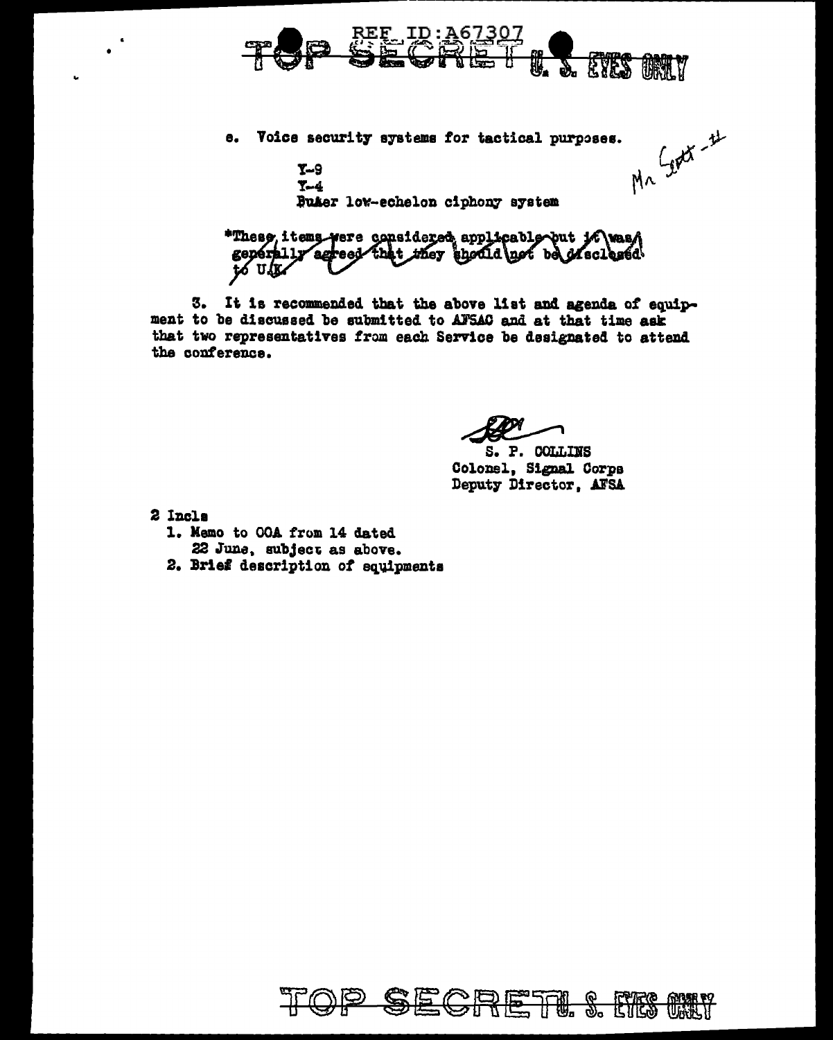e. Voice security systems for tactical purposes.

Mr Scott - 1

Y-9
Y-4
BuAer low-echelon ciphony system

*These items were considered applicable but it was generally agreed that they should not be disclosed to U.K.

3. It is recommended that the above list and agenda of equipment to be discussed be submitted to AFSAC and at that time ask that two representatives from each Service be designated to attend the conference.

S. P. COLLINS
Colonel, Signal Corps
Deputy Director, AFSA

2 Incls
1. Memo to OOA from 14 dated 22 June, subject as above.
2. Brief description of equipments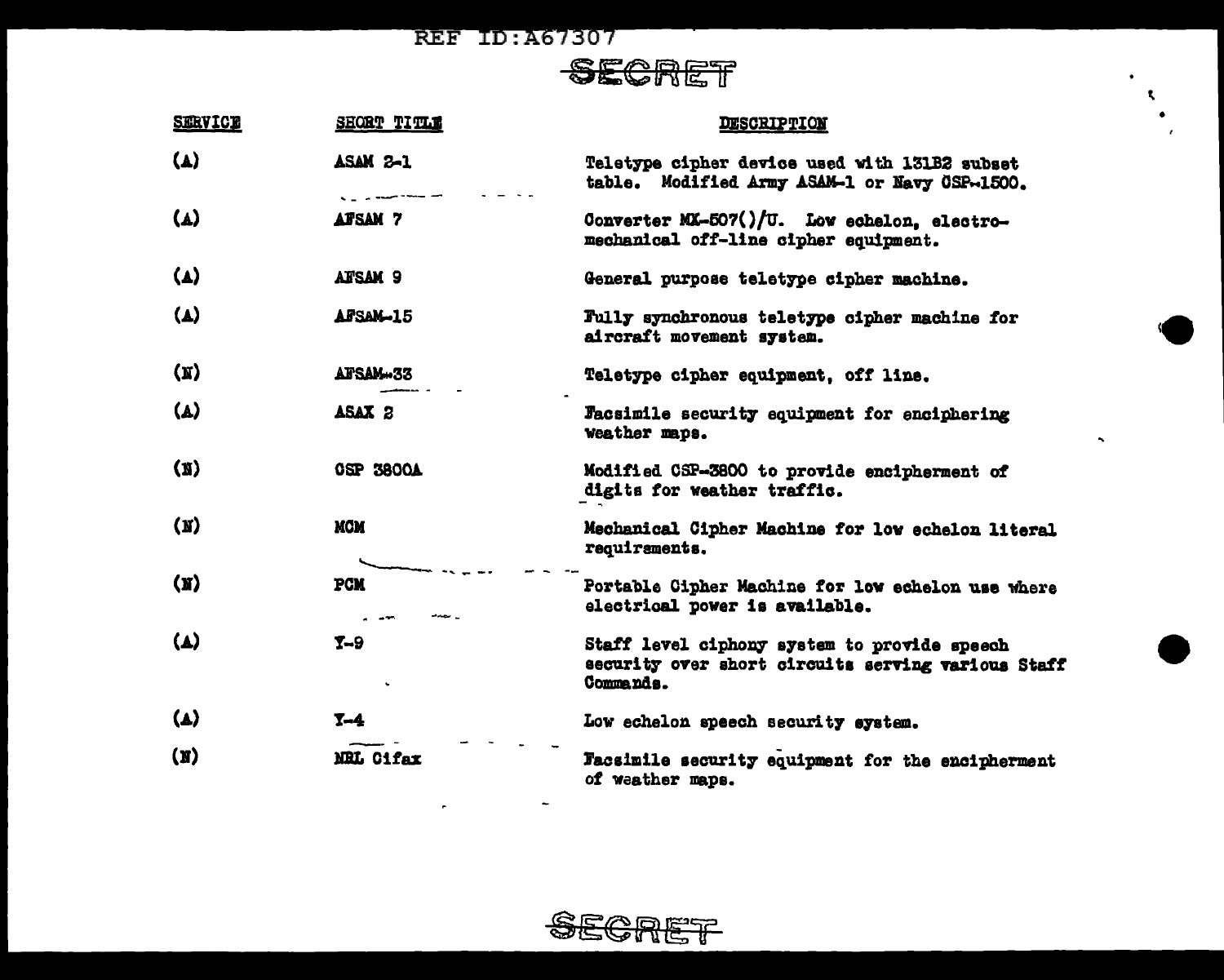SECRET

| SERVICE | SHORT TITLE | DESCRIPTION |
|---|---|---|
| (A) | ASAM 2-1 | Teletype cipher device used with 131B2 subset table. Modified Army ASAM-1 or Navy CSP-1500. |
| (A) | AFSAM 7 | Converter MX-507()/U. Low echelon, electro-mechanical off-line cipher equipment. |
| (A) | AFSAM 9 | General purpose teletype cipher machine. |
| (A) | AFSAM-15 | Fully synchronous teletype cipher machine for aircraft movement system. |
| (N) | AFSAM-33 | Teletype cipher equipment, off line. |
| (A) | ASAX 2 | Facsimile security equipment for enciphering weather maps. |
| (N) | CSP 3800A | Modified CSP-3800 to provide encipherment of digits for weather traffic. |
| (N) | MCM | Mechanical Cipher Machine for low echelon literal requirements. |
| (N) | PCM | Portable Cipher Machine for low echelon use where electrical power is available. |
| (A) | Y-9 | Staff level ciphony system to provide speech security over short circuits serving various Staff Commands. |
| (A) | Y-4 | Low echelon speech security system. |
| (N) | NRL Cifax | Facsimile security equipment for the encipherment of weather maps. |

SECRET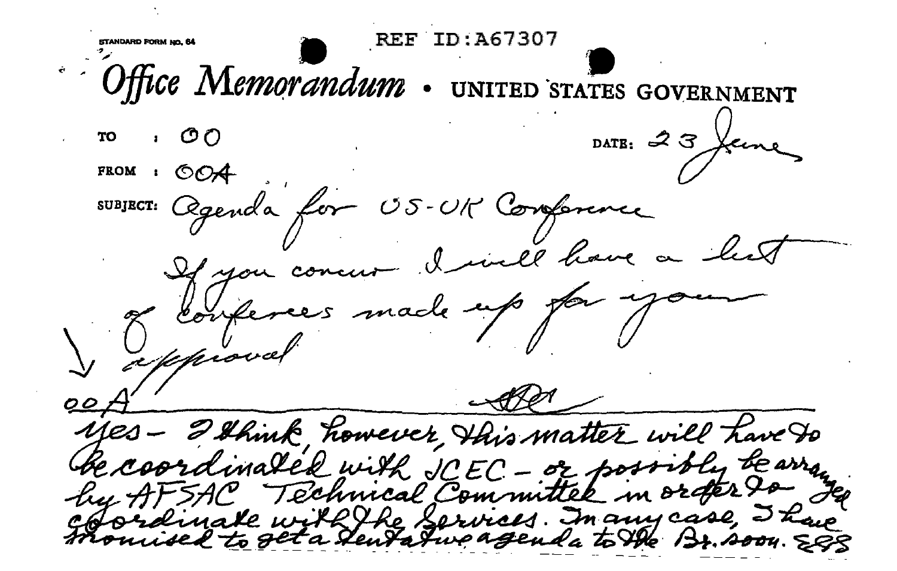STANDARD FORM NO. 64

REF ID:A67307

# Office Memorandum • UNITED STATES GOVERNMENT

TO : OO

DATE: 23 June

FROM : OOA

SUBJECT: Agenda for US-UK Conference

If you concur I will have a list of conferees made up for your approval

[initials]

---

OOA

Yes - I think, however, this matter will have to be coordinated with JCEC - or possibly be arranged by AFSAC Technical Committee in order to coordinate with the Services. In any case, I have promised to get a tentative agenda to the Br. soon. EES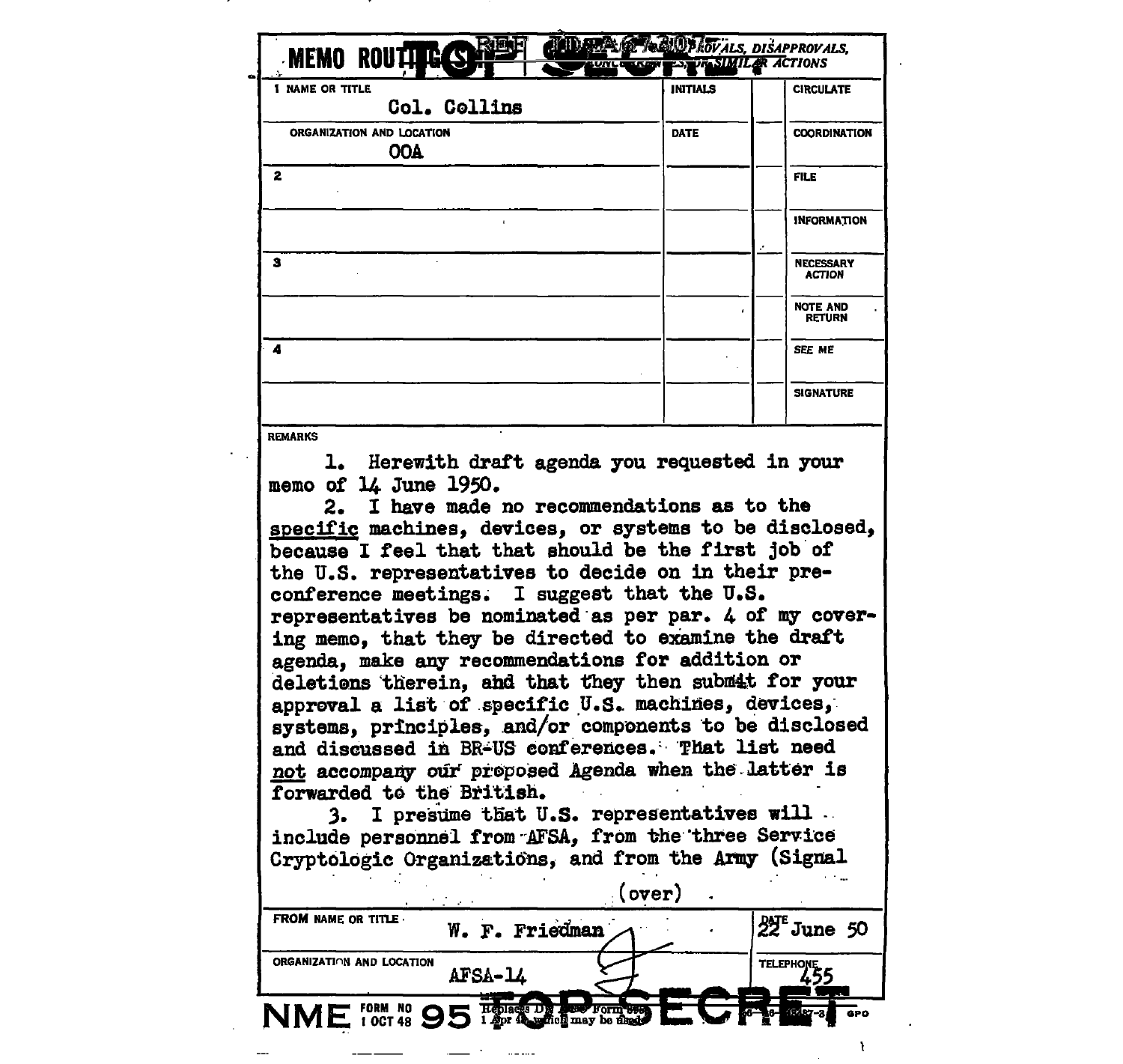**TOP SECRET**

**MEMO ROUTING SLIP** — NEVER USE FOR APPROVALS, DISAPPROVALS, CONCURRENCES, OR SIMILAR ACTIONS

| 1 NAME OR TITLE | INITIALS | | CIRCULATE |
|---|---|---|---|
| Col. Collins | | | |
| ORGANIZATION AND LOCATION | DATE | | COORDINATION |
| OOA | | | |
| 2 | | | FILE |
| | | | INFORMATION |
| 3 | | | NECESSARY ACTION |
| | | | NOTE AND RETURN |
| 4 | | | SEE ME |
| | | | SIGNATURE |

REMARKS

1. Herewith draft agenda you requested in your memo of 14 June 1950.

2. I have made no recommendations as to the specific machines, devices, or systems to be disclosed, because I feel that that should be the first job of the U.S. representatives to decide on in their pre-conference meetings. I suggest that the U.S. representatives be nominated as per par. 4 of my covering memo, that they be directed to examine the draft agenda, make any recommendations for addition or deletions therein, and that they then submit for your approval a list of specific U.S. machines, devices, systems, principles, and/or components to be disclosed and discussed in BR-US conferences. That list need not accompany our proposed Agenda when the latter is forwarded to the British.

3. I presume that U.S. representatives will include personnel from AFSA, from the three Service Cryptologic Organizations, and from the Army (Signal

(over)

| FROM NAME OR TITLE | DATE |
|---|---|
| W. F. Friedman | 22 June 50 |
| ORGANIZATION AND LOCATION | TELEPHONE |
| AFSA-14 | 455 |

NME FORM NO 95 1 OCT 48 — Replaces DA AGO Form 895, 1 Apr 48, which may be used.

**TOP SECRET**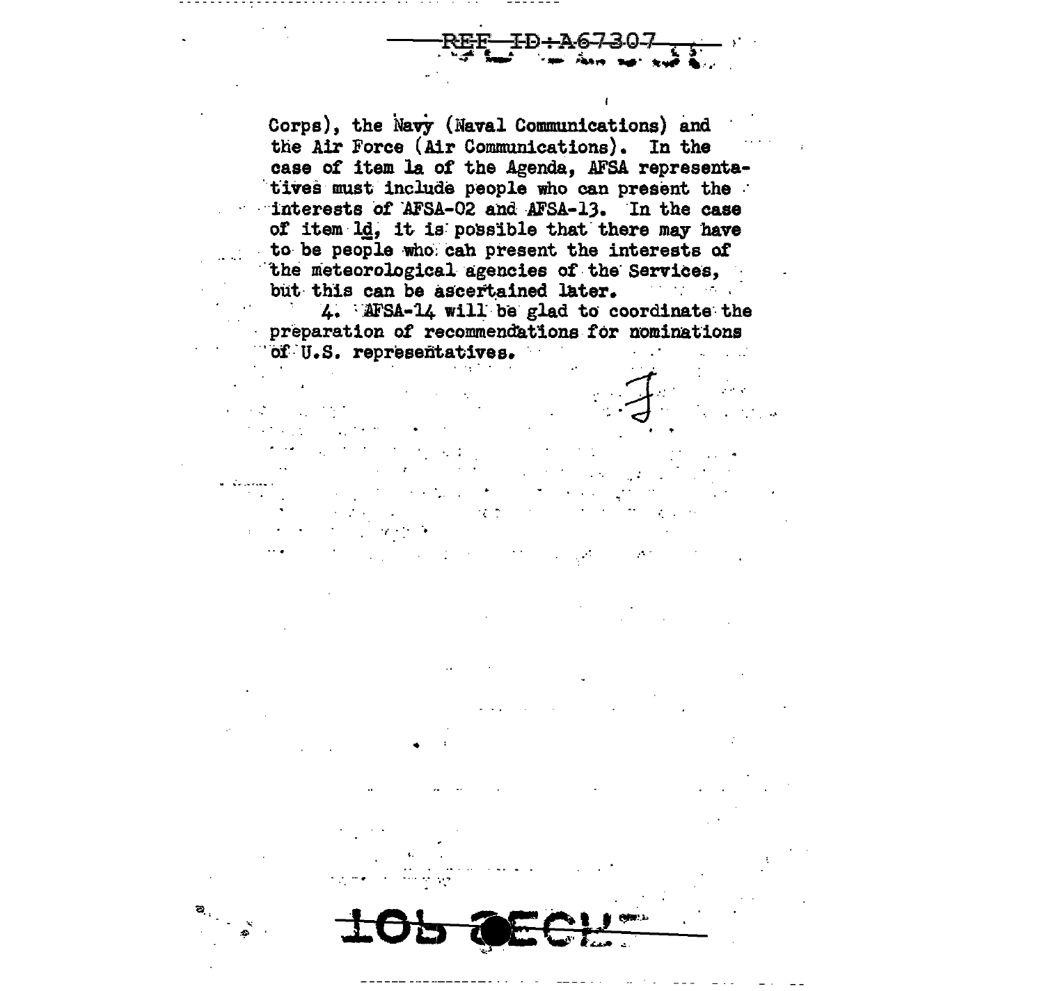Corps), the Navy (Naval Communications) and the Air Force (Air Communications). In the case of item 1a of the Agenda, AFSA representatives must include people who can present the interests of AFSA-02 and AFSA-13. In the case of item 1d, it is possible that there may have to be people who can present the interests of the meteorological agencies of the Services, but this can be ascertained later.

4. AFSA-14 will be glad to coordinate the preparation of recommendations for nominations of U.S. representatives.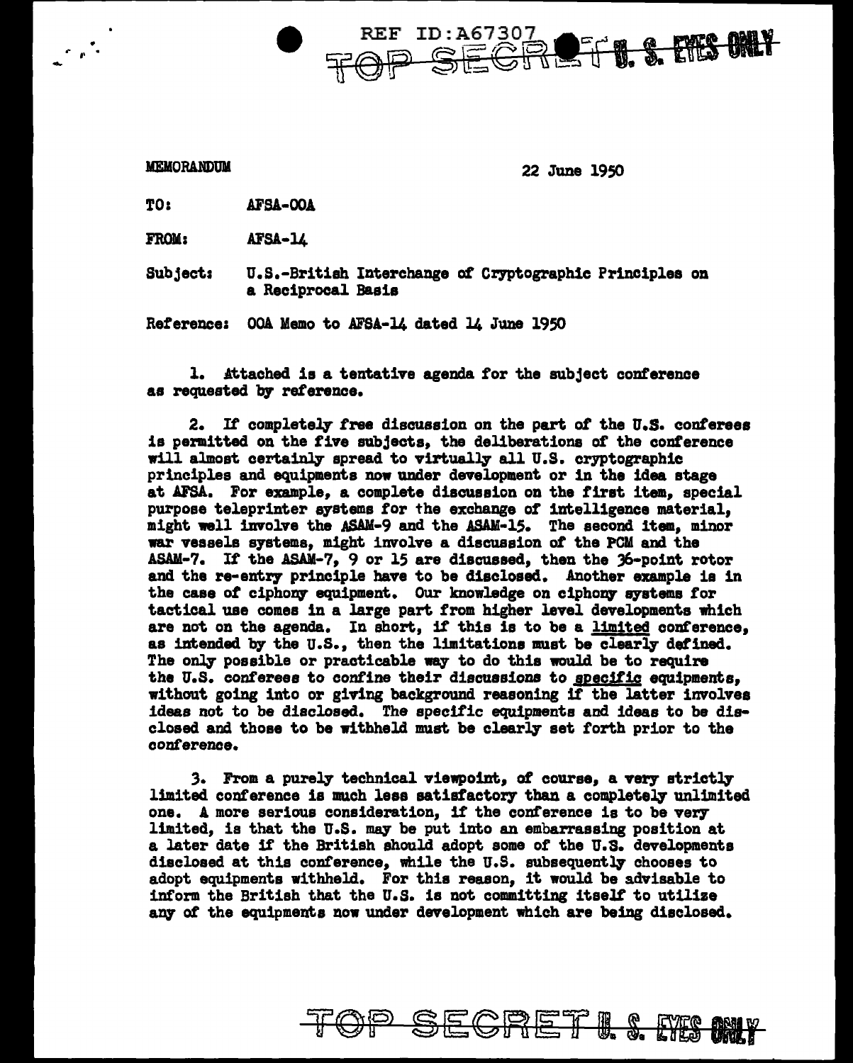MEMORANDUM

22 June 1950

TO: AFSA-OOA

FROM: AFSA-14

Subject: U.S.-British Interchange of Cryptographic Principles on a Reciprocal Basis

Reference: OOA Memo to AFSA-14 dated 14 June 1950

1. Attached is a tentative agenda for the subject conference as requested by reference.

2. If completely free discussion on the part of the U.S. conferees is permitted on the five subjects, the deliberations of the conference will almost certainly spread to virtually all U.S. cryptographic principles and equipments now under development or in the idea stage at AFSA. For example, a complete discussion on the first item, special purpose teleprinter systems for the exchange of intelligence material, might well involve the ASAM-9 and the ASAM-15. The second item, minor war vessels systems, might involve a discussion of the PCM and the ASAM-7. If the ASAM-7, 9 or 15 are discussed, then the 36-point rotor and the re-entry principle have to be disclosed. Another example is in the case of ciphony equipment. Our knowledge on ciphony systems for tactical use comes in a large part from higher level developments which are not on the agenda. In short, if this is to be a <u>limited</u> conference, as intended by the U.S., then the limitations must be clearly defined. The only possible or practicable way to do this would be to require the U.S. conferees to confine their discussions to <u>specific</u> equipments, without going into or giving background reasoning if the latter involves ideas not to be disclosed. The specific equipments and ideas to be disclosed and those to be withheld must be clearly set forth prior to the conference.

3. From a purely technical viewpoint, of course, a very strictly limited conference is much less satisfactory than a completely unlimited one. A more serious consideration, if the conference is to be very limited, is that the U.S. may be put into an embarrassing position at a later date if the British should adopt some of the U.S. developments disclosed at this conference, while the U.S. subsequently chooses to adopt equipments withheld. For this reason, it would be advisable to inform the British that the U.S. is not committing itself to utilize any of the equipments now under development which are being disclosed.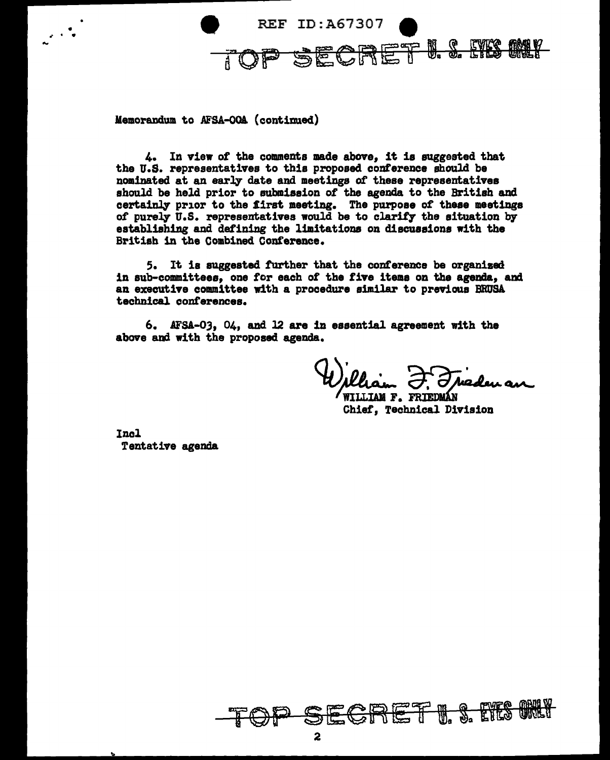Memorandum to AFSA-OOA (continued)

4. In view of the comments made above, it is suggested that the U.S. representatives to this proposed conference should be nominated at an early date and meetings of these representatives should be held prior to submission of the agenda to the British and certainly prior to the first meeting. The purpose of these meetings of purely U.S. representatives would be to clarify the situation by establishing and defining the limitations on discussions with the British in the Combined Conference.

5. It is suggested further that the conference be organized in sub-committees, one for each of the five items on the agenda, and an executive committee with a procedure similar to previous BRUSA technical conferences.

6. AFSA-03, 04, and 12 are in essential agreement with the above and with the proposed agenda.

William F. Friedman

WILLIAM F. FRIEDMAN
Chief, Technical Division

Incl
Tentative agenda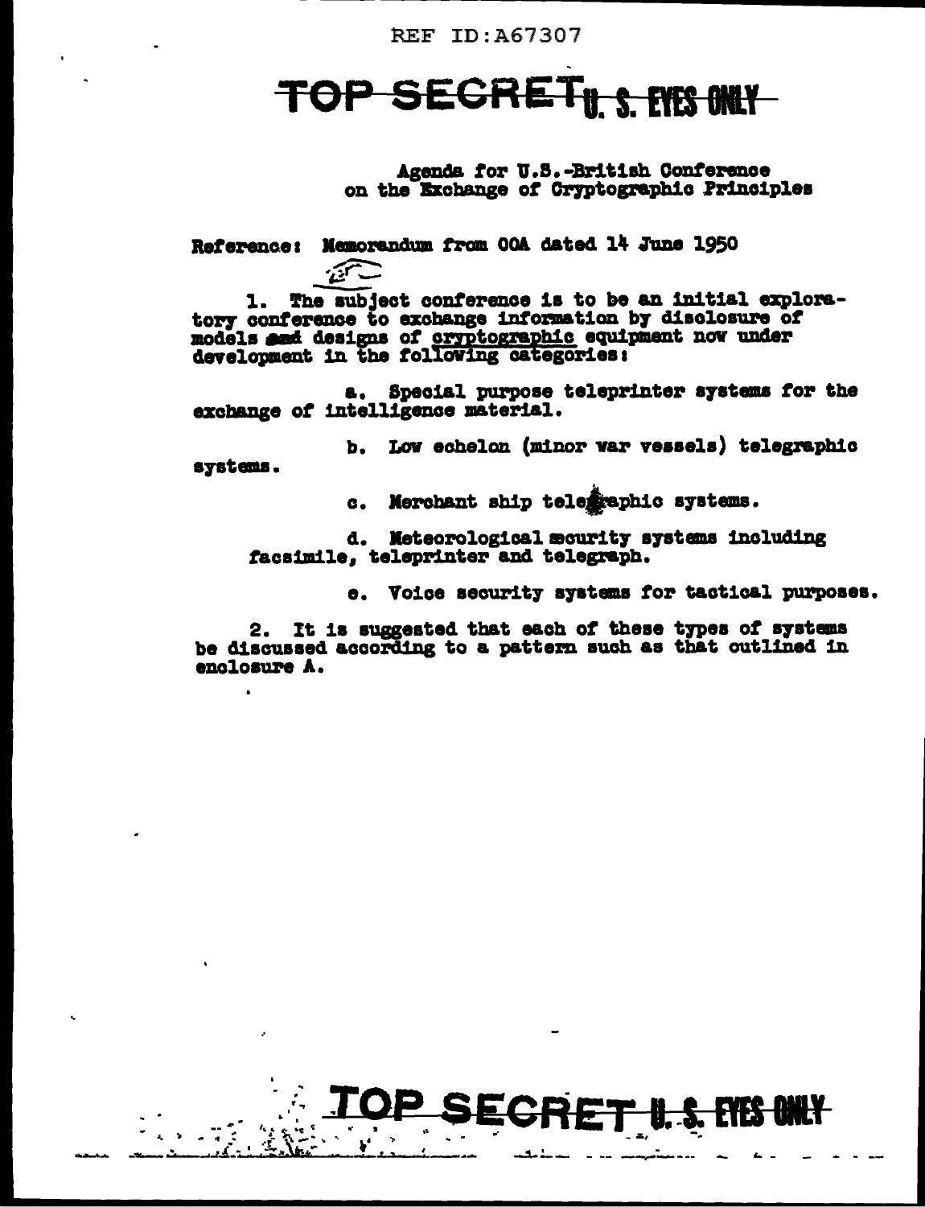REF ID:A67307

# TOP SECRET U. S. EYES ONLY

Agenda for U.S.-British Conference on the Exchange of Cryptographic Principles

Reference: Memorandum from OOA dated 14 June 1950

1. The subject conference is to be an initial exploratory conference to exchange information by disclosure of models and designs of cryptographic equipment now under development in the following categories:

a. Special purpose teleprinter systems for the exchange of intelligence material.

b. Low echelon (minor war vessels) telegraphic systems.

c. Merchant ship telegraphic systems.

d. Meteorological security systems including facsimile, teleprinter and telegraph.

e. Voice security systems for tactical purposes.

2. It is suggested that each of these types of systems be discussed according to a pattern such as that outlined in enclosure A.

TOP SECRET U. S. EYES ONLY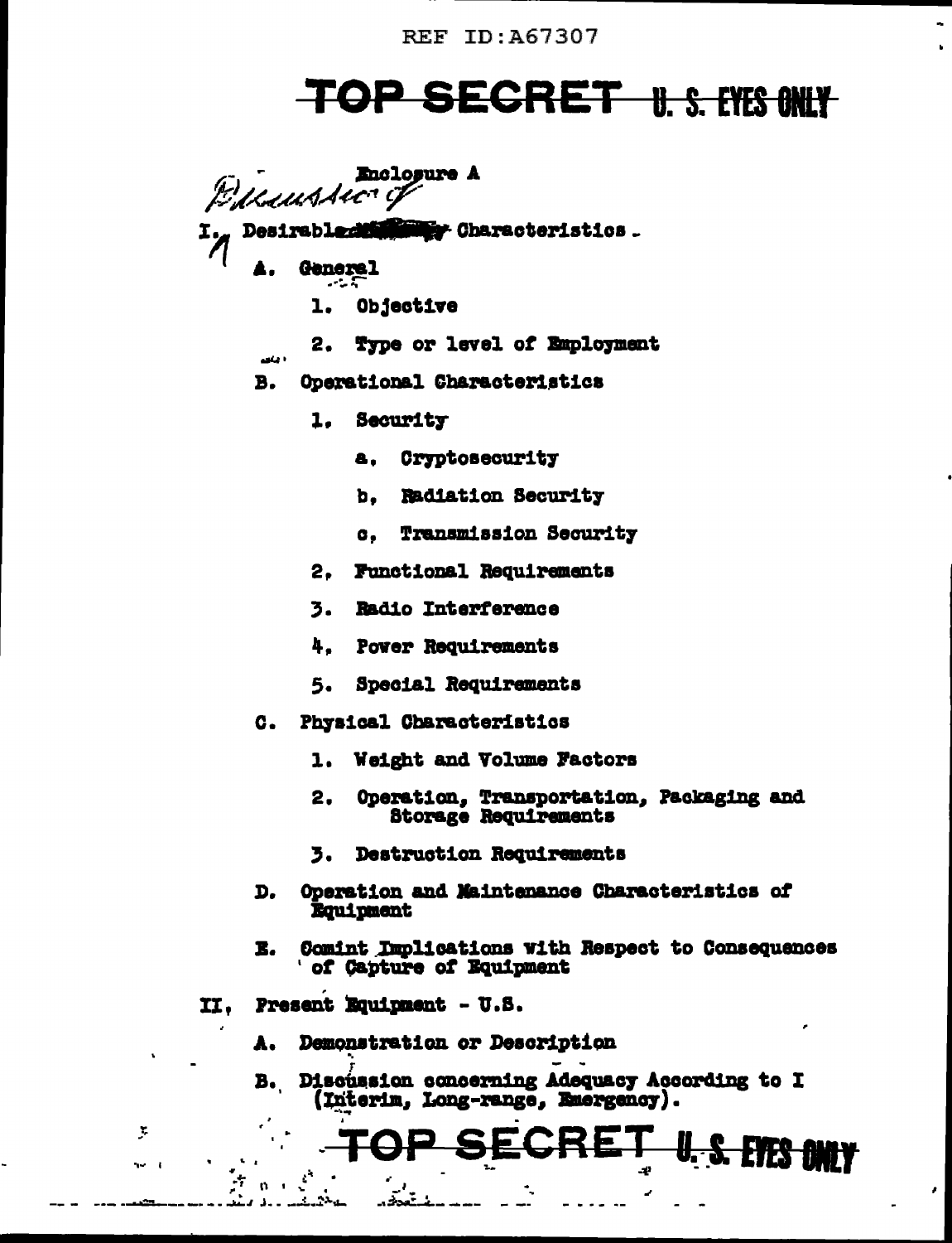REF ID:A67307

**TOP SECRET U. S. EYES ONLY**

Discussion of

Enclosure A

I. Desirable Characteristics.

- A. General
  1. Objective
  2. Type or level of Employment
- B. Operational Characteristics
  1. Security
     - a. Cryptosecurity
     - b. Radiation Security
     - c. Transmission Security
  2. Functional Requirements
  3. Radio Interference
  4. Power Requirements
  5. Special Requirements
- C. Physical Characteristics
  1. Weight and Volume Factors
  2. Operation, Transportation, Packaging and Storage Requirements
  3. Destruction Requirements
- D. Operation and Maintenance Characteristics of Equipment
- E. Comint Implications with Respect to Consequences of Capture of Equipment

II. Present Equipment - U.S.

- A. Demonstration or Description
- B. Discussion concerning Adequacy According to I (Interim, Long-range, Emergency).

**TOP SECRET U. S. EYES ONLY**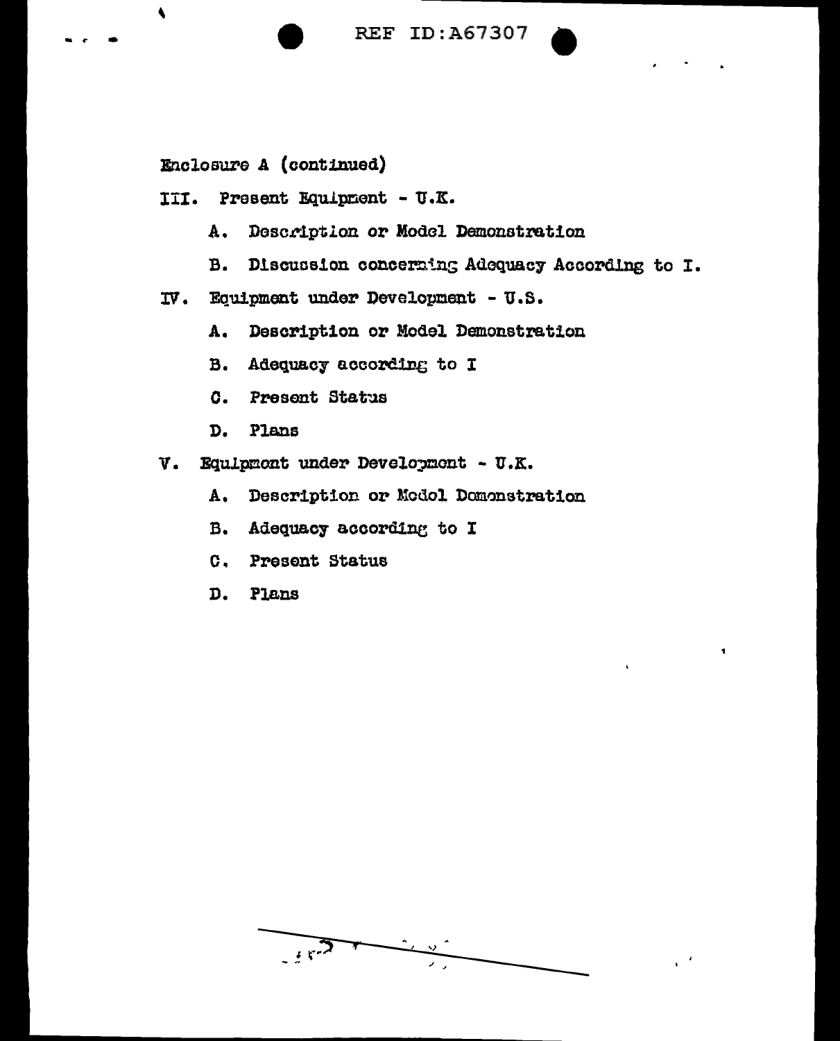Enclosure A (continued)

III. Present Equipment - U.K.

  A. Description or Model Demonstration

  B. Discussion concerning Adequacy According to I.

IV. Equipment under Development - U.S.

  A. Description or Model Demonstration

  B. Adequacy according to I

  C. Present Status

  D. Plans

V. Equipment under Development - U.K.

  A. Description or Model Demonstration

  B. Adequacy according to I

  C. Present Status

  D. Plans